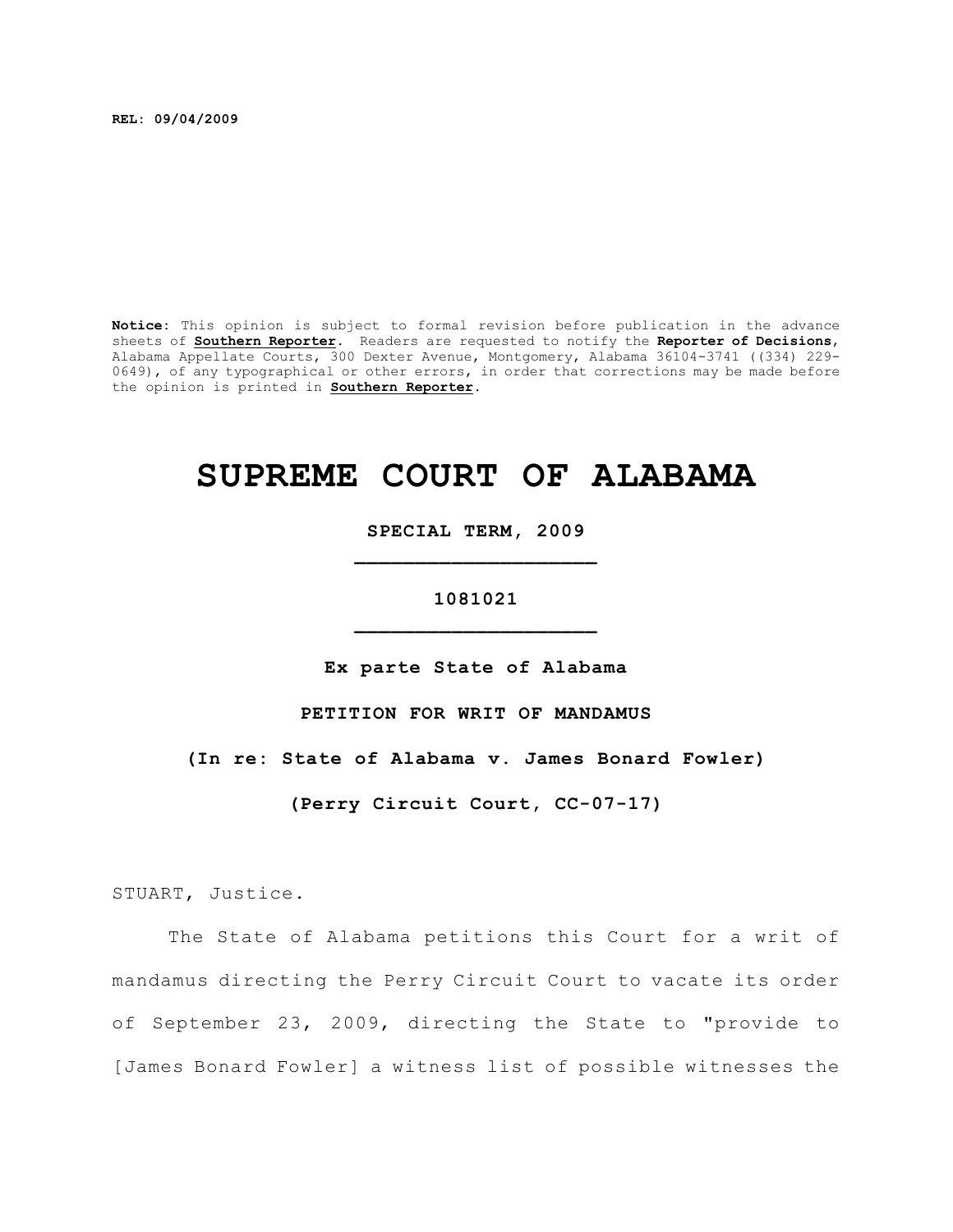**REL: 09/04/2009**

**Notice:** This opinion is subject to formal revision before publication in the advance sheets of **Southern Reporter**. Readers are requested to notify the **Reporter of Decisions**, Alabama Appellate Courts, 300 Dexter Avenue, Montgomery, Alabama 36104-3741 ((334) 229-0649), of any typographical or other errors, in order that corrections may be made before the opinion is printed in **Southern Reporter**.

# SUPREME COURT OF ALABAMA

**SPECIAL TERM, 2009**

**1081021**

**Ex parte State of Alabama**

**PETITION FOR WRIT OF MANDAMUS**

**(In re: State of Alabama v. James Bonard Fowler)**

**(Perry Circuit Court, CC-07-17)**

STUART, Justice.

The State of Alabama petitions this Court for a writ of mandamus directing the Perry Circuit Court to vacate its order of September 23, 2009, directing the State to "provide to [James Bonard Fowler] a witness list of possible witnesses the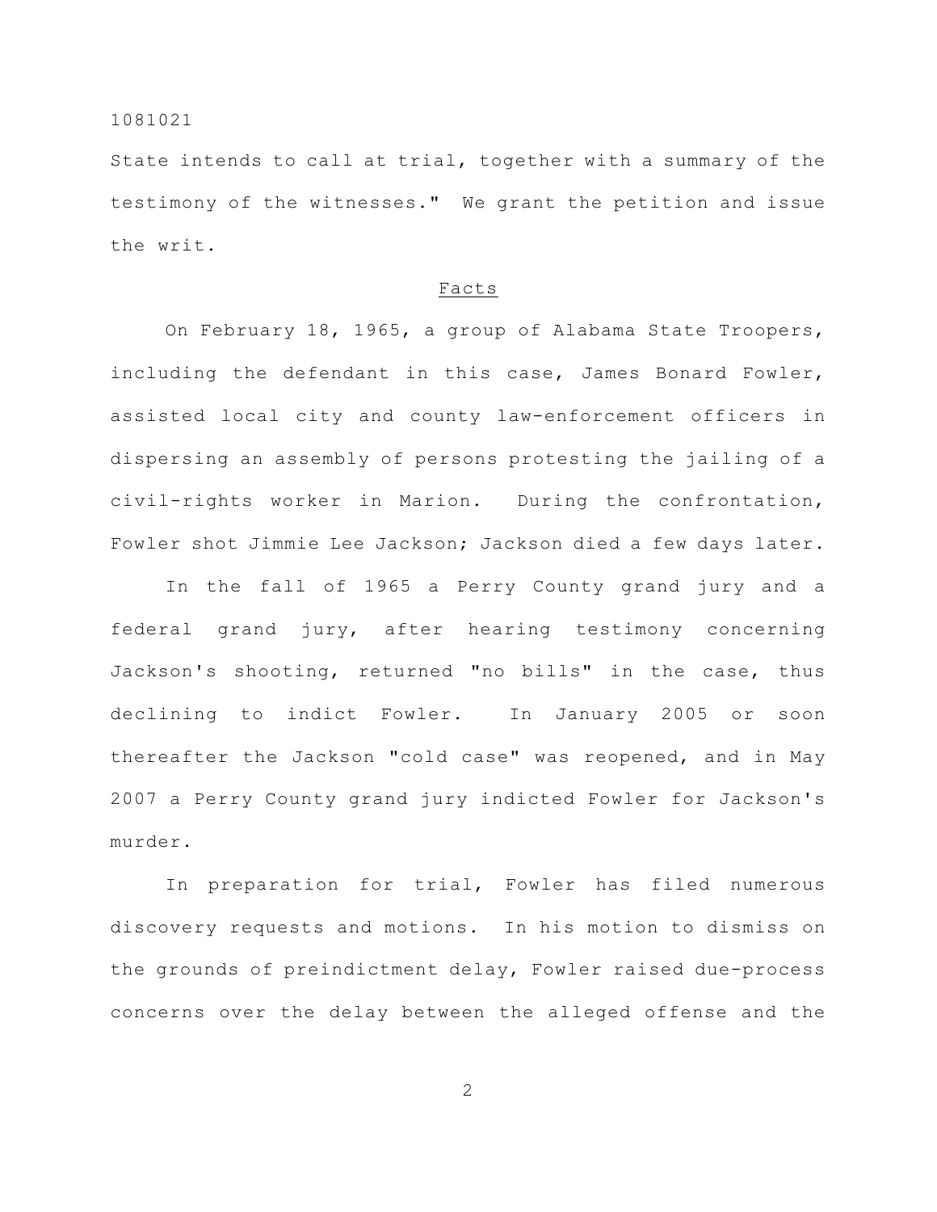State intends to call at trial, together with a summary of the testimony of the witnesses." We grant the petition and issue the writ.

## Facts

On February 18, 1965, a group of Alabama State Troopers, including the defendant in this case, James Bonard Fowler, assisted local city and county law-enforcement officers in dispersing an assembly of persons protesting the jailing of a civil-rights worker in Marion. During the confrontation, Fowler shot Jimmie Lee Jackson; Jackson died a few days later.

In the fall of 1965 a Perry County grand jury and a federal grand jury, after hearing testimony concerning Jackson's shooting, returned "no bills" in the case, thus declining to indict Fowler. In January 2005 or soon thereafter the Jackson "cold case" was reopened, and in May 2007 a Perry County grand jury indicted Fowler for Jackson's murder.

In preparation for trial, Fowler has filed numerous discovery requests and motions. In his motion to dismiss on the grounds of preindictment delay, Fowler raised due-process concerns over the delay between the alleged offense and the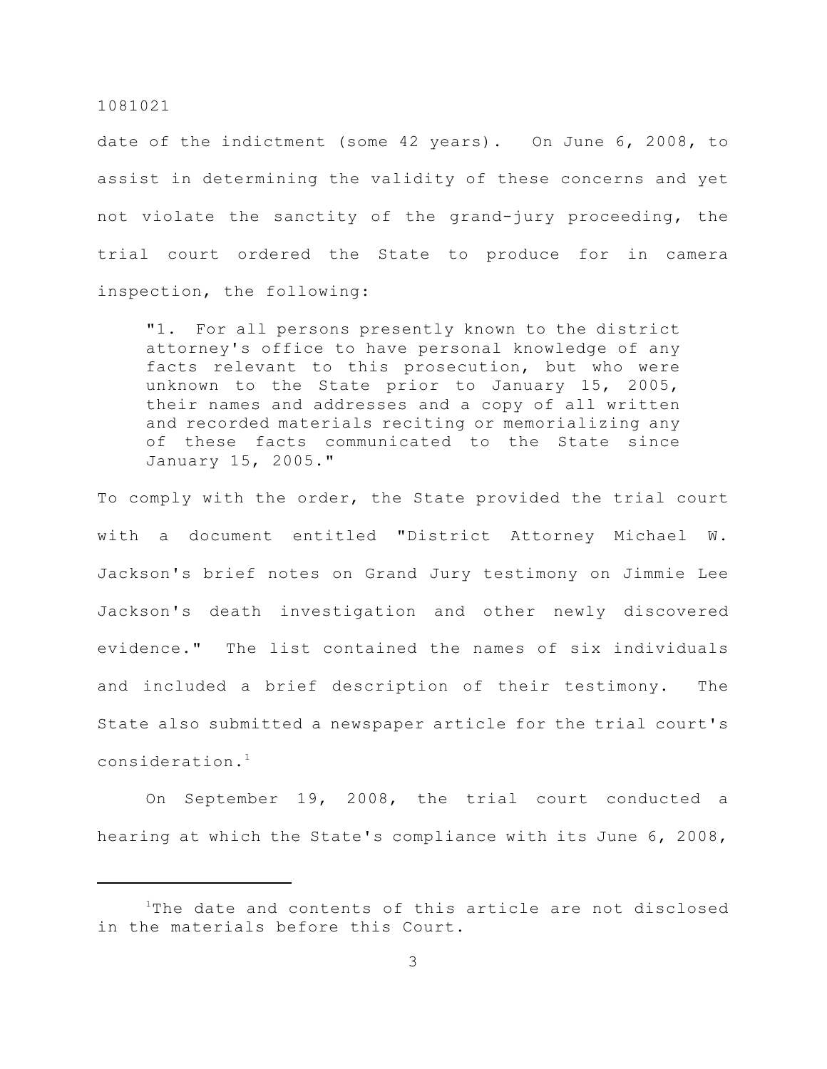date of the indictment (some 42 years). On June 6, 2008, to assist in determining the validity of these concerns and yet not violate the sanctity of the grand-jury proceeding, the trial court ordered the State to produce for in camera inspection, the following:

> "1. For all persons presently known to the district attorney's office to have personal knowledge of any facts relevant to this prosecution, but who were unknown to the State prior to January 15, 2005, their names and addresses and a copy of all written and recorded materials reciting or memorializing any of these facts communicated to the State since January 15, 2005."

To comply with the order, the State provided the trial court with a document entitled "District Attorney Michael W. Jackson's brief notes on Grand Jury testimony on Jimmie Lee Jackson's death investigation and other newly discovered evidence." The list contained the names of six individuals and included a brief description of their testimony. The State also submitted a newspaper article for the trial court's consideration.[1]

On September 19, 2008, the trial court conducted a hearing at which the State's compliance with its June 6, 2008,

---

[1]The date and contents of this article are not disclosed in the materials before this Court.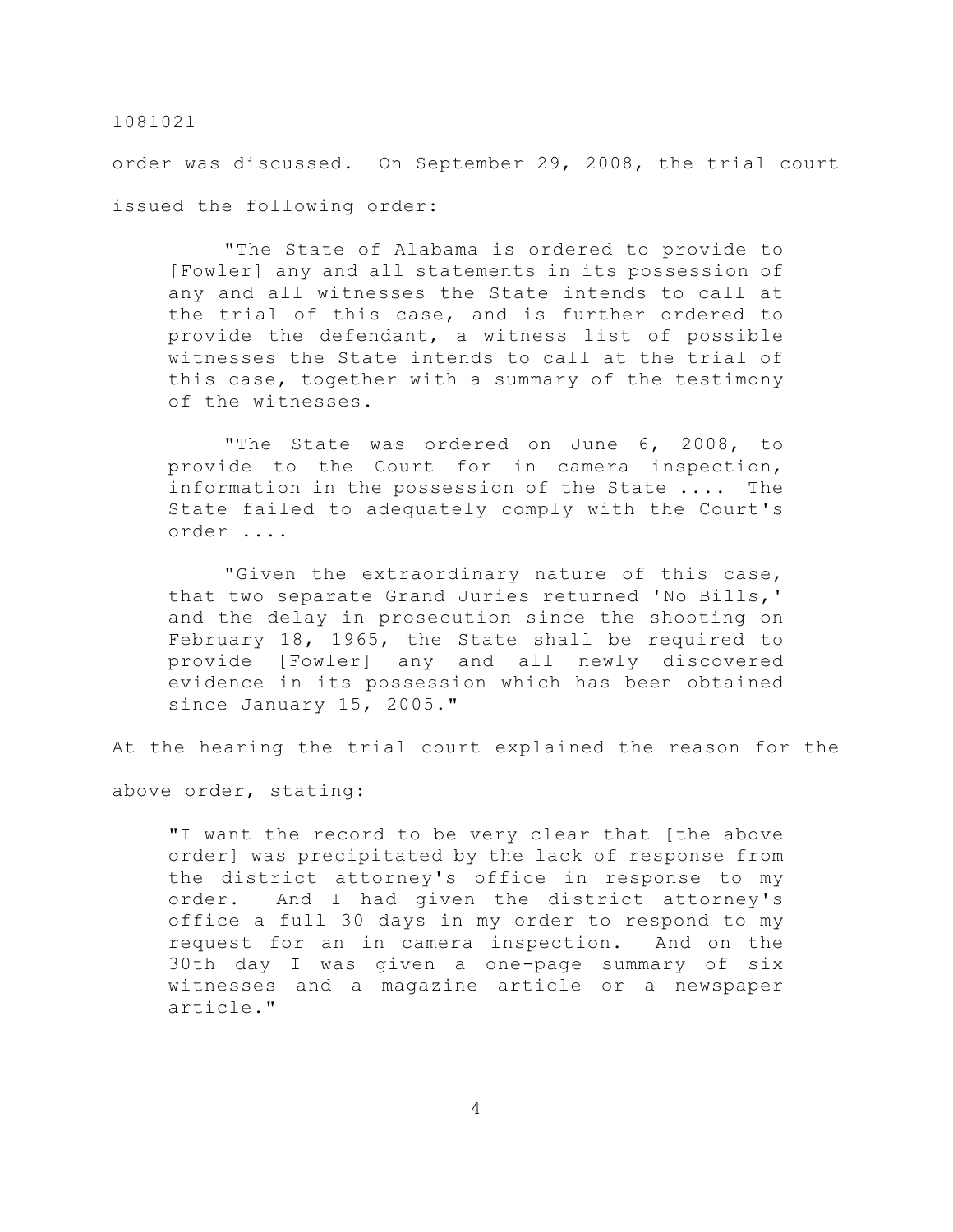order was discussed. On September 29, 2008, the trial court issued the following order:

> "The State of Alabama is ordered to provide to [Fowler] any and all statements in its possession of any and all witnesses the State intends to call at the trial of this case, and is further ordered to provide the defendant, a witness list of possible witnesses the State intends to call at the trial of this case, together with a summary of the testimony of the witnesses.
>
> "The State was ordered on June 6, 2008, to provide to the Court for in camera inspection, information in the possession of the State .... The State failed to adequately comply with the Court's order ....
>
> "Given the extraordinary nature of this case, that two separate Grand Juries returned 'No Bills,' and the delay in prosecution since the shooting on February 18, 1965, the State shall be required to provide [Fowler] any and all newly discovered evidence in its possession which has been obtained since January 15, 2005."

At the hearing the trial court explained the reason for the above order, stating:

> "I want the record to be very clear that [the above order] was precipitated by the lack of response from the district attorney's office in response to my order. And I had given the district attorney's office a full 30 days in my order to respond to my request for an in camera inspection. And on the 30th day I was given a one-page summary of six witnesses and a magazine article or a newspaper article."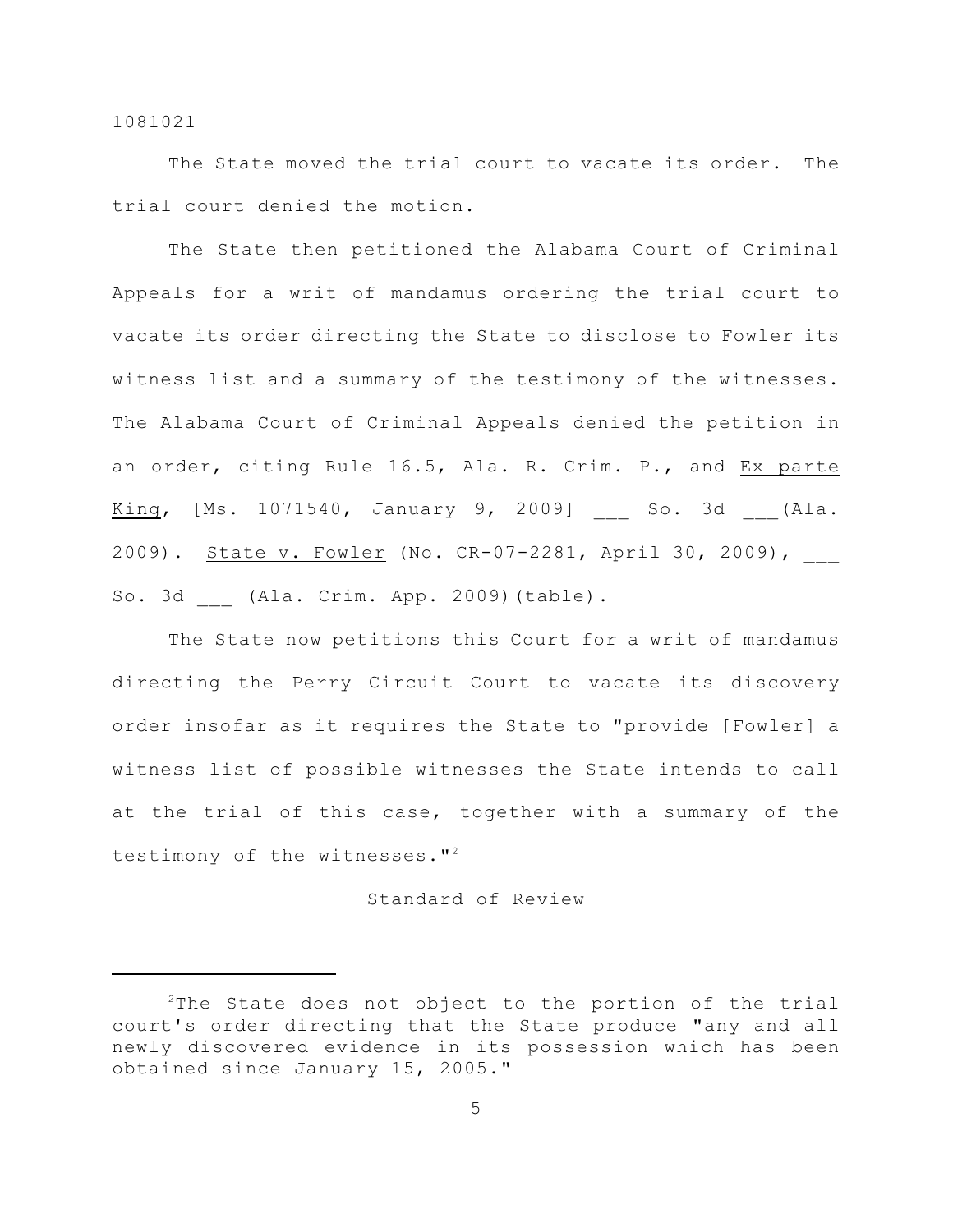The State moved the trial court to vacate its order. The trial court denied the motion.

The State then petitioned the Alabama Court of Criminal Appeals for a writ of mandamus ordering the trial court to vacate its order directing the State to disclose to Fowler its witness list and a summary of the testimony of the witnesses. The Alabama Court of Criminal Appeals denied the petition in an order, citing Rule 16.5, Ala. R. Crim. P., and Ex parte King, [Ms. 1071540, January 9, 2009] ___ So. 3d ___(Ala. 2009). State v. Fowler (No. CR-07-2281, April 30, 2009), ___ So. 3d ___ (Ala. Crim. App. 2009)(table).

The State now petitions this Court for a writ of mandamus directing the Perry Circuit Court to vacate its discovery order insofar as it requires the State to "provide [Fowler] a witness list of possible witnesses the State intends to call at the trial of this case, together with a summary of the testimony of the witnesses."[2]

## Standard of Review

[2]The State does not object to the portion of the trial court's order directing that the State produce "any and all newly discovered evidence in its possession which has been obtained since January 15, 2005."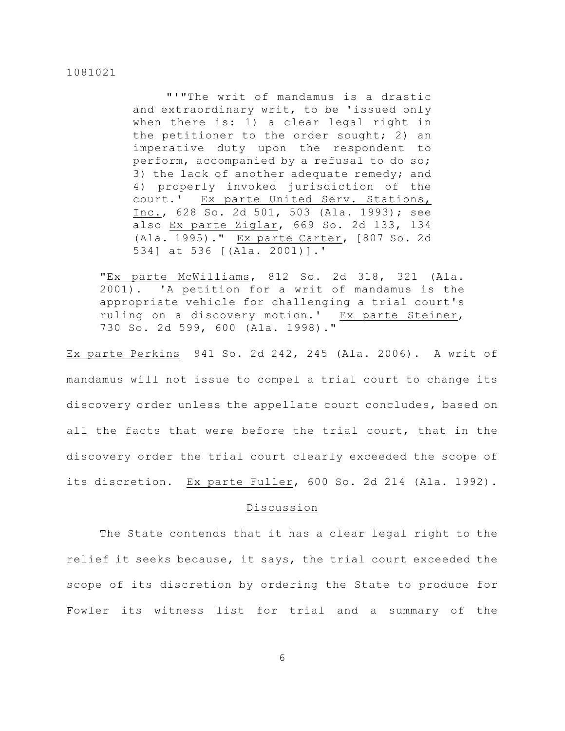"'"The writ of mandamus is a drastic and extraordinary writ, to be 'issued only when there is: 1) a clear legal right in the petitioner to the order sought; 2) an imperative duty upon the respondent to perform, accompanied by a refusal to do so; 3) the lack of another adequate remedy; and 4) properly invoked jurisdiction of the court.' Ex parte United Serv. Stations, Inc., 628 So. 2d 501, 503 (Ala. 1993); see also Ex parte Ziglar, 669 So. 2d 133, 134 (Ala. 1995)." Ex parte Carter, [807 So. 2d 534] at 536 [(Ala. 2001)].'

> "Ex parte McWilliams, 812 So. 2d 318, 321 (Ala. 2001). 'A petition for a writ of mandamus is the appropriate vehicle for challenging a trial court's ruling on a discovery motion.' Ex parte Steiner, 730 So. 2d 599, 600 (Ala. 1998)."

Ex parte Perkins 941 So. 2d 242, 245 (Ala. 2006). A writ of mandamus will not issue to compel a trial court to change its discovery order unless the appellate court concludes, based on all the facts that were before the trial court, that in the discovery order the trial court clearly exceeded the scope of its discretion. Ex parte Fuller, 600 So. 2d 214 (Ala. 1992).

## Discussion

The State contends that it has a clear legal right to the relief it seeks because, it says, the trial court exceeded the scope of its discretion by ordering the State to produce for Fowler its witness list for trial and a summary of the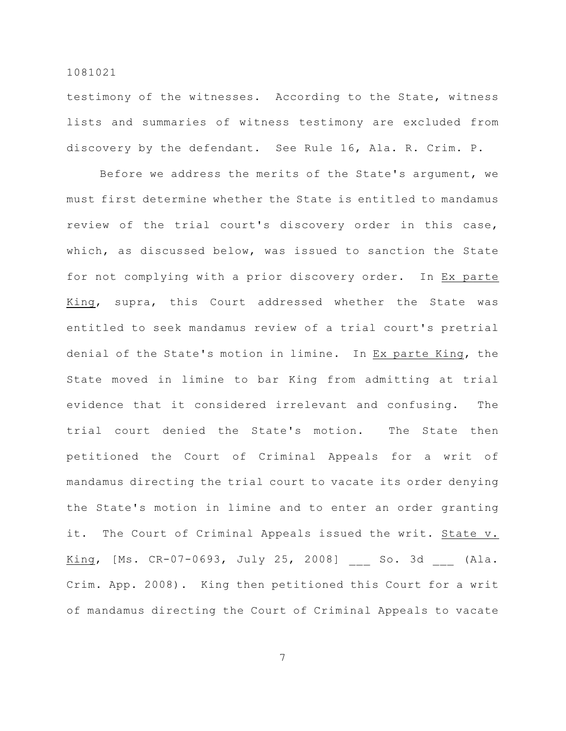testimony of the witnesses. According to the State, witness lists and summaries of witness testimony are excluded from discovery by the defendant. See Rule 16, Ala. R. Crim. P.

Before we address the merits of the State's argument, we must first determine whether the State is entitled to mandamus review of the trial court's discovery order in this case, which, as discussed below, was issued to sanction the State for not complying with a prior discovery order. In Ex parte King, supra, this Court addressed whether the State was entitled to seek mandamus review of a trial court's pretrial denial of the State's motion in limine. In Ex parte King, the State moved in limine to bar King from admitting at trial evidence that it considered irrelevant and confusing. The trial court denied the State's motion. The State then petitioned the Court of Criminal Appeals for a writ of mandamus directing the trial court to vacate its order denying the State's motion in limine and to enter an order granting it. The Court of Criminal Appeals issued the writ. State v. King, [Ms. CR-07-0693, July 25, 2008] ___ So. 3d ___ (Ala. Crim. App. 2008). King then petitioned this Court for a writ of mandamus directing the Court of Criminal Appeals to vacate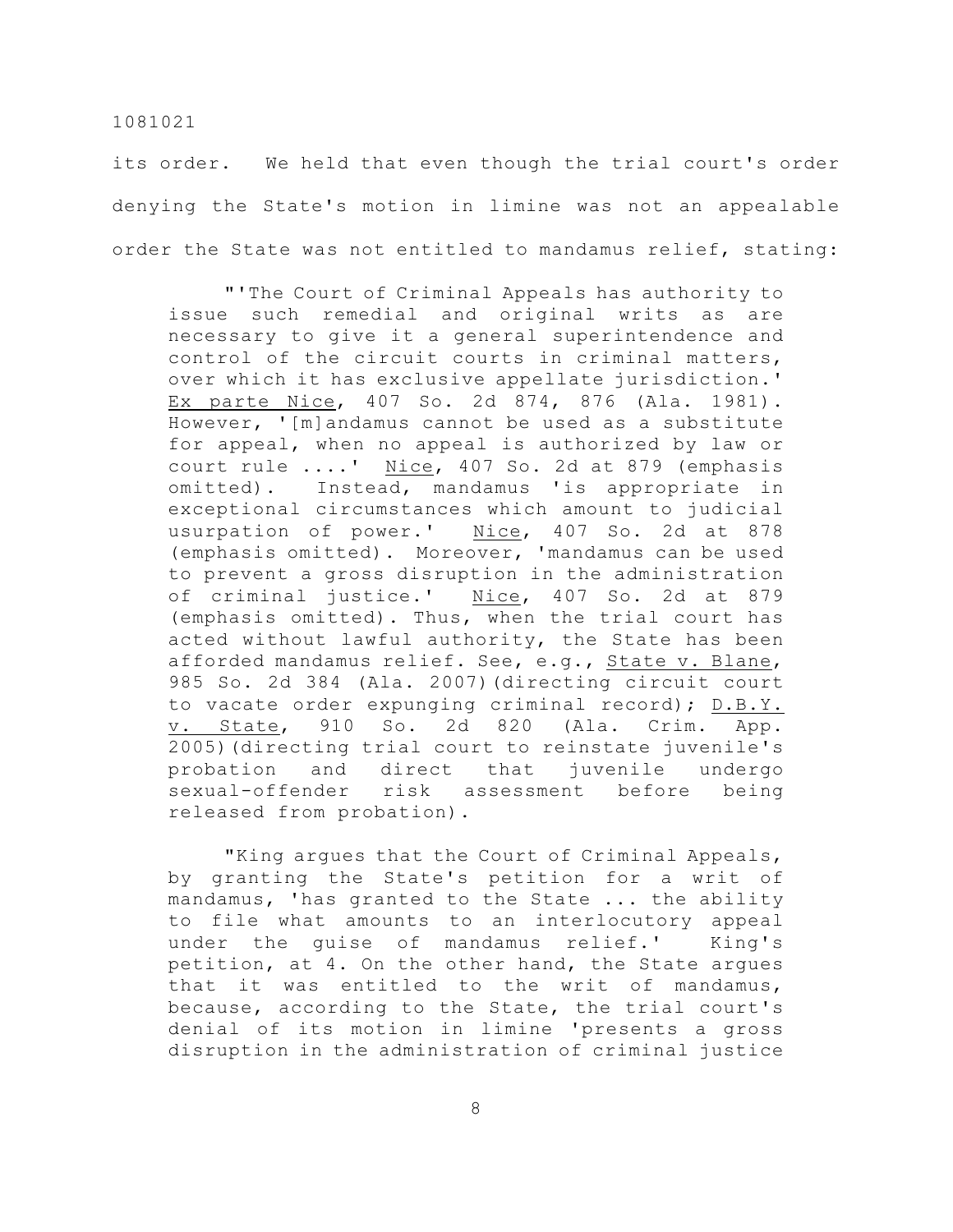its order. We held that even though the trial court's order denying the State's motion in limine was not an appealable order the State was not entitled to mandamus relief, stating:

> "'The Court of Criminal Appeals has authority to issue such remedial and original writs as are necessary to give it a general superintendence and control of the circuit courts in criminal matters, over which it has exclusive appellate jurisdiction.' Ex parte Nice, 407 So. 2d 874, 876 (Ala. 1981). However, '[m]andamus cannot be used as a substitute for appeal, when no appeal is authorized by law or court rule ....' Nice, 407 So. 2d at 879 (emphasis omitted). Instead, mandamus 'is appropriate in exceptional circumstances which amount to judicial usurpation of power.' Nice, 407 So. 2d at 878 (emphasis omitted). Moreover, 'mandamus can be used to prevent a gross disruption in the administration of criminal justice.' Nice, 407 So. 2d at 879 (emphasis omitted). Thus, when the trial court has acted without lawful authority, the State has been afforded mandamus relief. See, e.g., State v. Blane, 985 So. 2d 384 (Ala. 2007)(directing circuit court to vacate order expunging criminal record); D.B.Y. v. State, 910 So. 2d 820 (Ala. Crim. App. 2005)(directing trial court to reinstate juvenile's probation and direct that juvenile undergo sexual-offender risk assessment before being released from probation).
>
> "King argues that the Court of Criminal Appeals, by granting the State's petition for a writ of mandamus, 'has granted to the State ... the ability to file what amounts to an interlocutory appeal under the guise of mandamus relief.' King's petition, at 4. On the other hand, the State argues that it was entitled to the writ of mandamus, because, according to the State, the trial court's denial of its motion in limine 'presents a gross disruption in the administration of criminal justice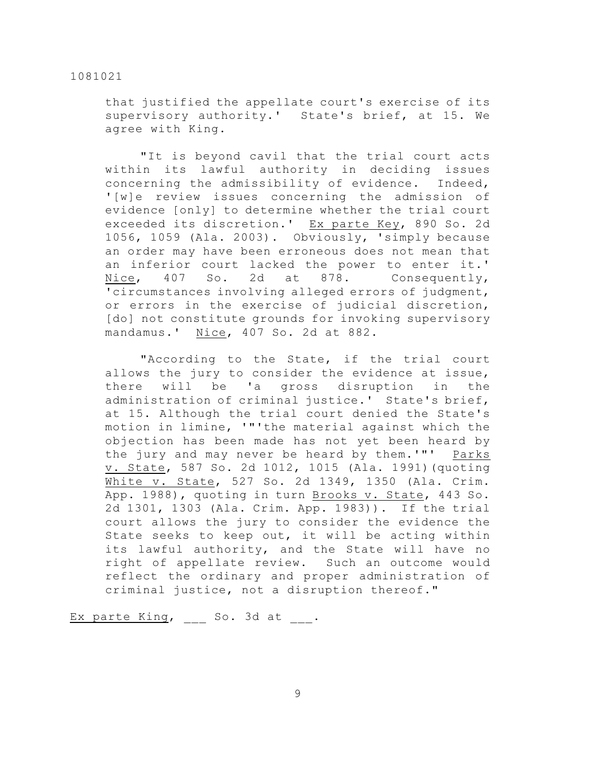that justified the appellate court's exercise of its supervisory authority.' State's brief, at 15. We agree with King.

"It is beyond cavil that the trial court acts within its lawful authority in deciding issues concerning the admissibility of evidence. Indeed, '[w]e review issues concerning the admission of evidence [only] to determine whether the trial court exceeded its discretion.' Ex parte Key, 890 So. 2d 1056, 1059 (Ala. 2003). Obviously, 'simply because an order may have been erroneous does not mean that an inferior court lacked the power to enter it.' Nice, 407 So. 2d at 878. Consequently, 'circumstances involving alleged errors of judgment, or errors in the exercise of judicial discretion, [do] not constitute grounds for invoking supervisory mandamus.' Nice, 407 So. 2d at 882.

"According to the State, if the trial court allows the jury to consider the evidence at issue, there will be 'a gross disruption in the administration of criminal justice.' State's brief, at 15. Although the trial court denied the State's motion in limine, '"'the material against which the objection has been made has not yet been heard by the jury and may never be heard by them.'"' Parks v. State, 587 So. 2d 1012, 1015 (Ala. 1991)(quoting White v. State, 527 So. 2d 1349, 1350 (Ala. Crim. App. 1988), quoting in turn Brooks v. State, 443 So. 2d 1301, 1303 (Ala. Crim. App. 1983)). If the trial court allows the jury to consider the evidence the State seeks to keep out, it will be acting within its lawful authority, and the State will have no right of appellate review. Such an outcome would reflect the ordinary and proper administration of criminal justice, not a disruption thereof."

Ex parte King, ___ So. 3d at ___.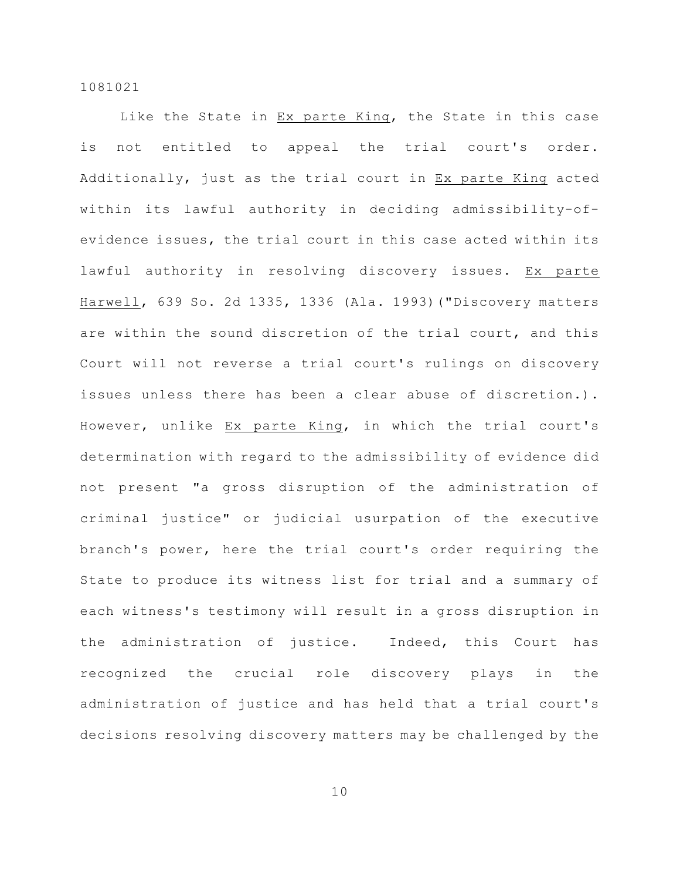Like the State in Ex parte King, the State in this case is not entitled to appeal the trial court's order. Additionally, just as the trial court in Ex parte King acted within its lawful authority in deciding admissibility-of-evidence issues, the trial court in this case acted within its lawful authority in resolving discovery issues. Ex parte Harwell, 639 So. 2d 1335, 1336 (Ala. 1993)("Discovery matters are within the sound discretion of the trial court, and this Court will not reverse a trial court's rulings on discovery issues unless there has been a clear abuse of discretion.). However, unlike Ex parte King, in which the trial court's determination with regard to the admissibility of evidence did not present "a gross disruption of the administration of criminal justice" or judicial usurpation of the executive branch's power, here the trial court's order requiring the State to produce its witness list for trial and a summary of each witness's testimony will result in a gross disruption in the administration of justice. Indeed, this Court has recognized the crucial role discovery plays in the administration of justice and has held that a trial court's decisions resolving discovery matters may be challenged by the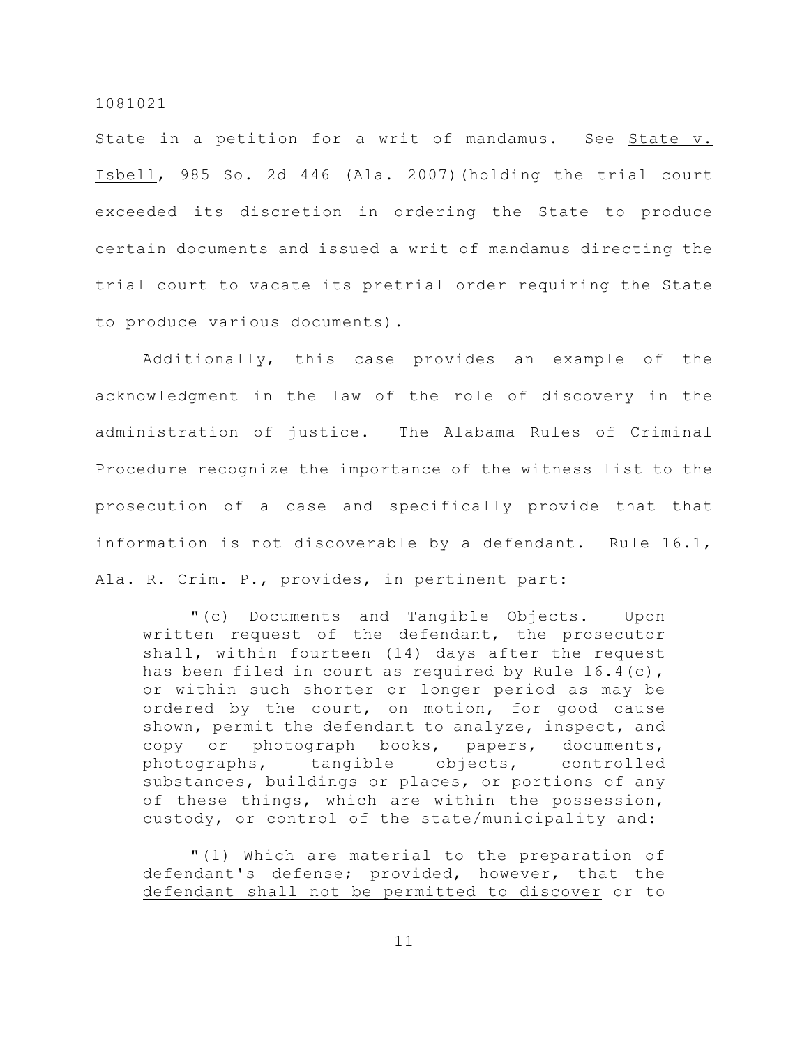State in a petition for a writ of mandamus. See State v. Isbell, 985 So. 2d 446 (Ala. 2007)(holding the trial court exceeded its discretion in ordering the State to produce certain documents and issued a writ of mandamus directing the trial court to vacate its pretrial order requiring the State to produce various documents).

Additionally, this case provides an example of the acknowledgment in the law of the role of discovery in the administration of justice. The Alabama Rules of Criminal Procedure recognize the importance of the witness list to the prosecution of a case and specifically provide that that information is not discoverable by a defendant. Rule 16.1, Ala. R. Crim. P., provides, in pertinent part:

> "(c) Documents and Tangible Objects. Upon written request of the defendant, the prosecutor shall, within fourteen (14) days after the request has been filed in court as required by Rule 16.4(c), or within such shorter or longer period as may be ordered by the court, on motion, for good cause shown, permit the defendant to analyze, inspect, and copy or photograph books, papers, documents, photographs, tangible objects, controlled substances, buildings or places, or portions of any of these things, which are within the possession, custody, or control of the state/municipality and:
>
> "(1) Which are material to the preparation of defendant's defense; provided, however, that <u>the defendant shall not be permitted to discover</u> or to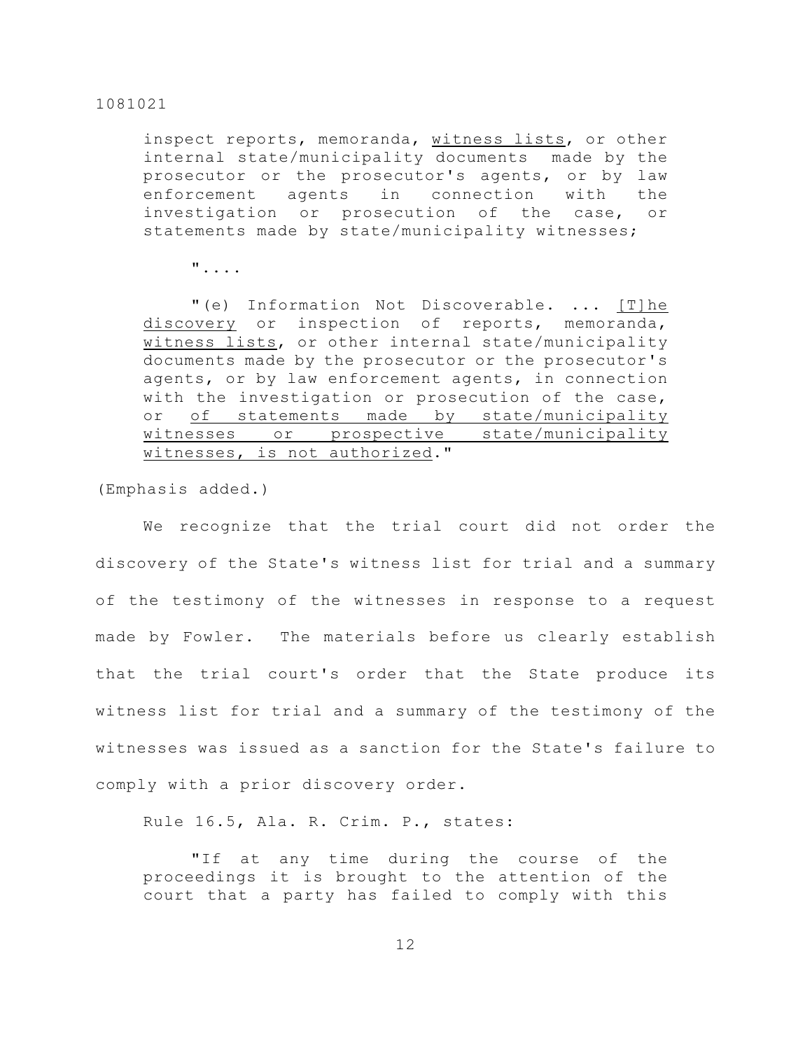inspect reports, memoranda, <u>witness lists</u>, or other internal state/municipality documents made by the prosecutor or the prosecutor's agents, or by law enforcement agents in connection with the investigation or prosecution of the case, or statements made by state/municipality witnesses;

> "....
>
> "(e) Information Not Discoverable. ... <u>[T]he discovery</u> or inspection of reports, memoranda, <u>witness lists</u>, or other internal state/municipality documents made by the prosecutor or the prosecutor's agents, or by law enforcement agents, in connection with the investigation or prosecution of the case, or <u>of statements made by state/municipality witnesses or prospective state/municipality witnesses, is not authorized</u>."

(Emphasis added.)

We recognize that the trial court did not order the discovery of the State's witness list for trial and a summary of the testimony of the witnesses in response to a request made by Fowler. The materials before us clearly establish that the trial court's order that the State produce its witness list for trial and a summary of the testimony of the witnesses was issued as a sanction for the State's failure to comply with a prior discovery order.

Rule 16.5, Ala. R. Crim. P., states:

> "If at any time during the course of the proceedings it is brought to the attention of the court that a party has failed to comply with this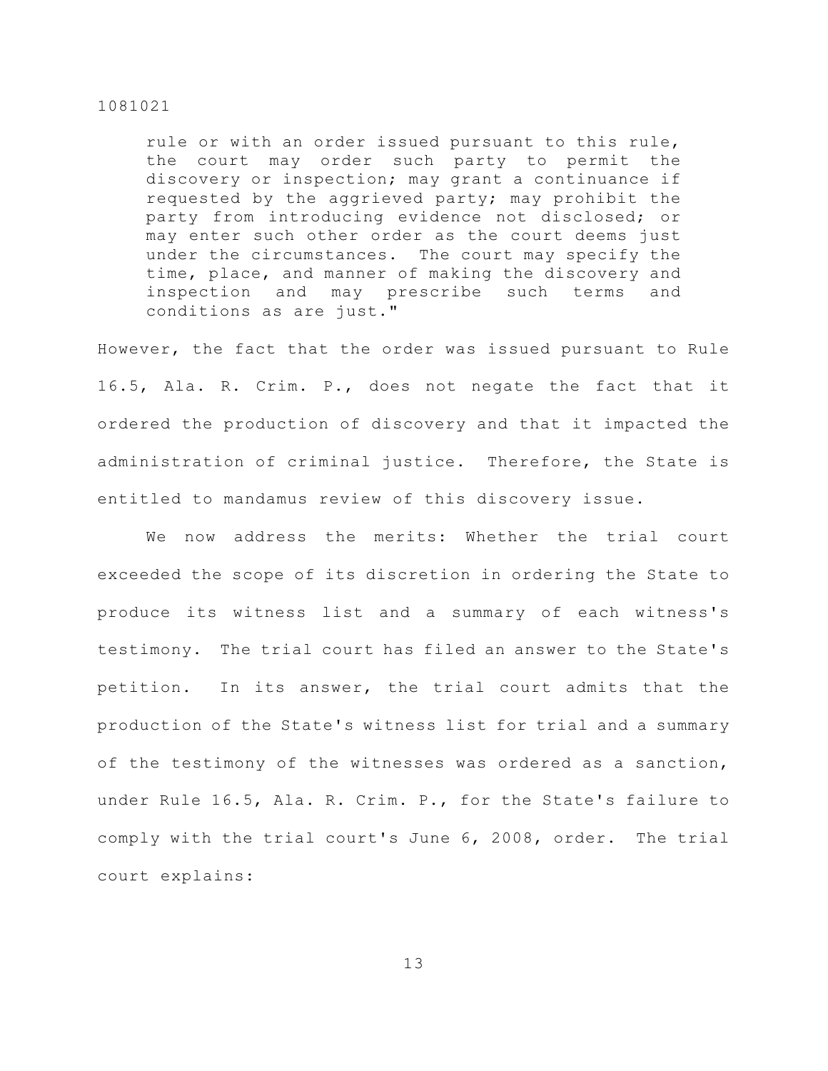> rule or with an order issued pursuant to this rule, the court may order such party to permit the discovery or inspection; may grant a continuance if requested by the aggrieved party; may prohibit the party from introducing evidence not disclosed; or may enter such other order as the court deems just under the circumstances. The court may specify the time, place, and manner of making the discovery and inspection and may prescribe such terms and conditions as are just."

However, the fact that the order was issued pursuant to Rule 16.5, Ala. R. Crim. P., does not negate the fact that it ordered the production of discovery and that it impacted the administration of criminal justice. Therefore, the State is entitled to mandamus review of this discovery issue.

We now address the merits: Whether the trial court exceeded the scope of its discretion in ordering the State to produce its witness list and a summary of each witness's testimony. The trial court has filed an answer to the State's petition. In its answer, the trial court admits that the production of the State's witness list for trial and a summary of the testimony of the witnesses was ordered as a sanction, under Rule 16.5, Ala. R. Crim. P., for the State's failure to comply with the trial court's June 6, 2008, order. The trial court explains: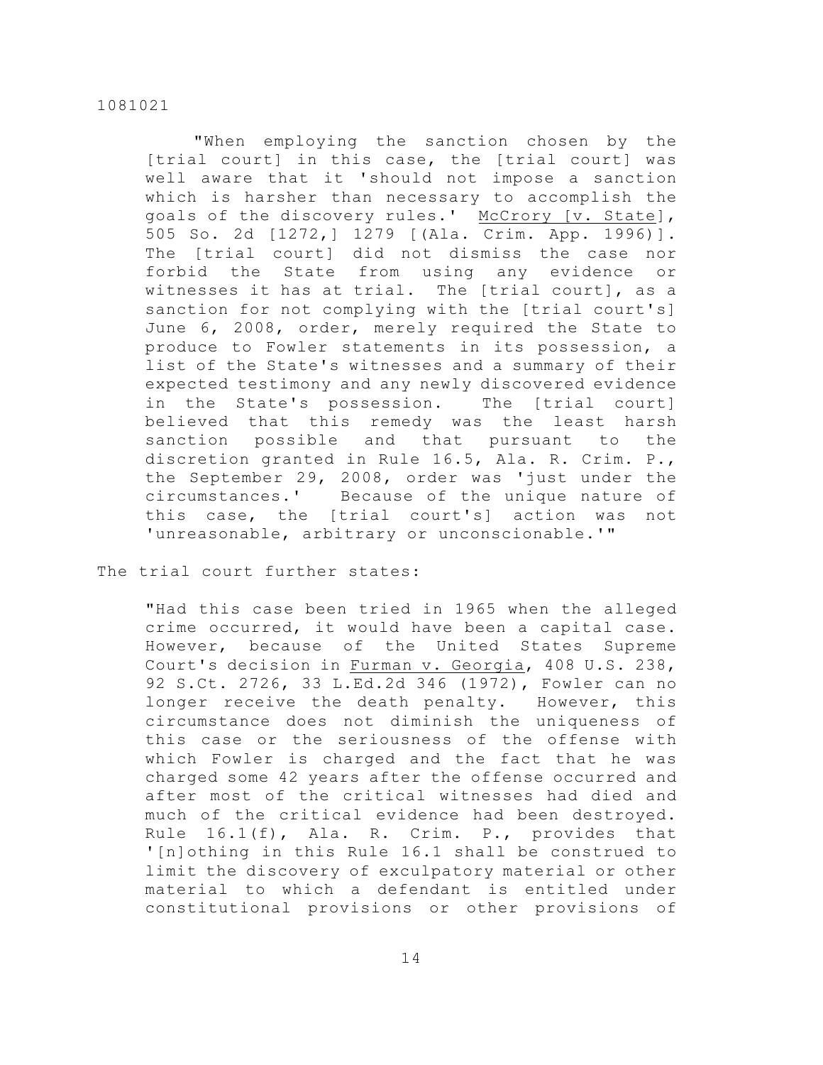> "When employing the sanction chosen by the [trial court] in this case, the [trial court] was well aware that it 'should not impose a sanction which is harsher than necessary to accomplish the goals of the discovery rules.' McCrory [v. State], 505 So. 2d [1272,] 1279 [(Ala. Crim. App. 1996)]. The [trial court] did not dismiss the case nor forbid the State from using any evidence or witnesses it has at trial. The [trial court], as a sanction for not complying with the [trial court's] June 6, 2008, order, merely required the State to produce to Fowler statements in its possession, a list of the State's witnesses and a summary of their expected testimony and any newly discovered evidence in the State's possession. The [trial court] believed that this remedy was the least harsh sanction possible and that pursuant to the discretion granted in Rule 16.5, Ala. R. Crim. P., the September 29, 2008, order was 'just under the circumstances.' Because of the unique nature of this case, the [trial court's] action was not 'unreasonable, arbitrary or unconscionable.'"

The trial court further states:

> "Had this case been tried in 1965 when the alleged crime occurred, it would have been a capital case. However, because of the United States Supreme Court's decision in Furman v. Georgia, 408 U.S. 238, 92 S.Ct. 2726, 33 L.Ed.2d 346 (1972), Fowler can no longer receive the death penalty. However, this circumstance does not diminish the uniqueness of this case or the seriousness of the offense with which Fowler is charged and the fact that he was charged some 42 years after the offense occurred and after most of the critical witnesses had died and much of the critical evidence had been destroyed. Rule 16.1(f), Ala. R. Crim. P., provides that '[n]othing in this Rule 16.1 shall be construed to limit the discovery of exculpatory material or other material to which a defendant is entitled under constitutional provisions or other provisions of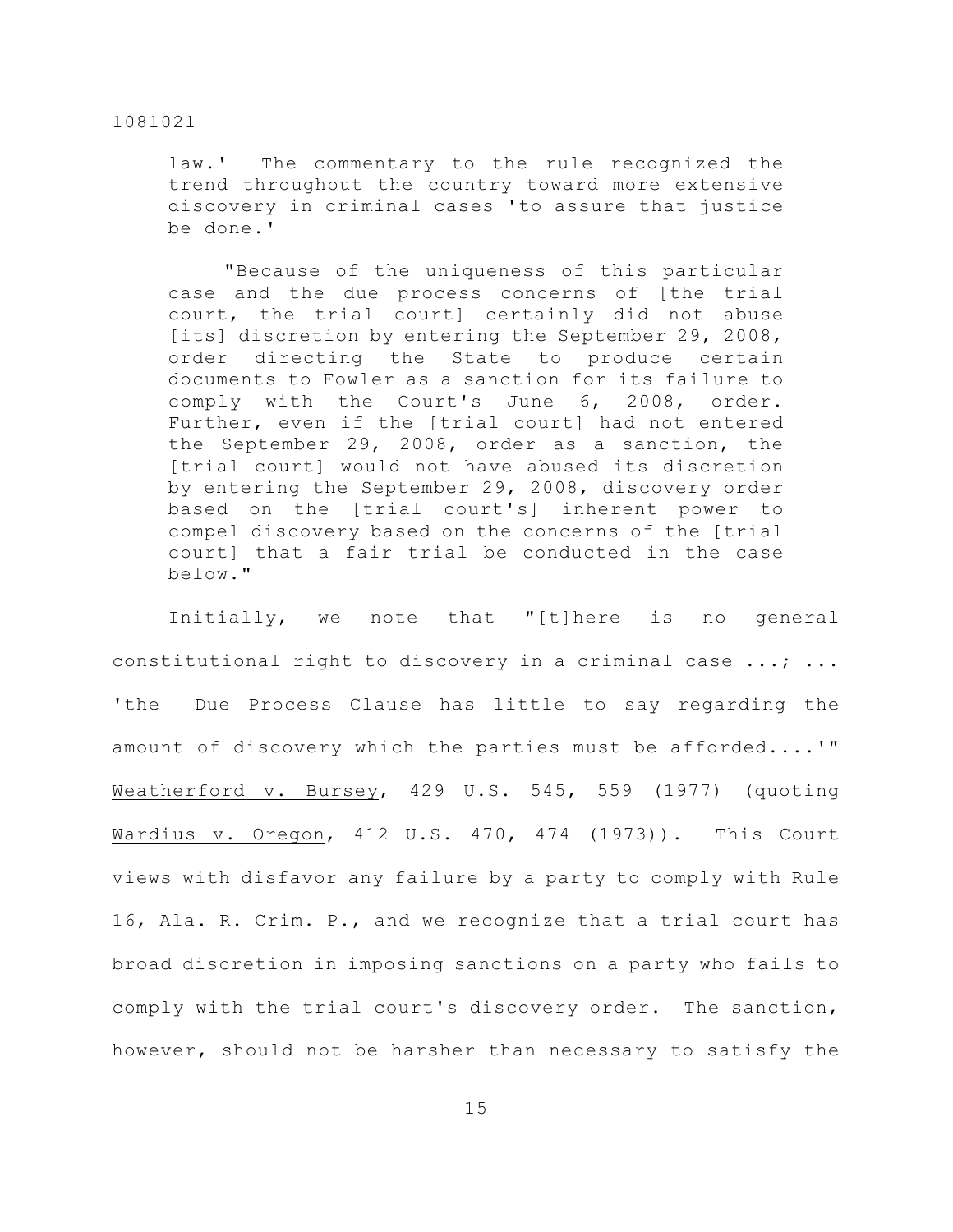law.' The commentary to the rule recognized the trend throughout the country toward more extensive discovery in criminal cases 'to assure that justice be done.'

> "Because of the uniqueness of this particular case and the due process concerns of [the trial court, the trial court] certainly did not abuse [its] discretion by entering the September 29, 2008, order directing the State to produce certain documents to Fowler as a sanction for its failure to comply with the Court's June 6, 2008, order. Further, even if the [trial court] had not entered the September 29, 2008, order as a sanction, the [trial court] would not have abused its discretion by entering the September 29, 2008, discovery order based on the [trial court's] inherent power to compel discovery based on the concerns of the [trial court] that a fair trial be conducted in the case below."

Initially, we note that "[t]here is no general constitutional right to discovery in a criminal case ...; ... 'the Due Process Clause has little to say regarding the amount of discovery which the parties must be afforded....'" Weatherford v. Bursey, 429 U.S. 545, 559 (1977) (quoting Wardius v. Oregon, 412 U.S. 470, 474 (1973)). This Court views with disfavor any failure by a party to comply with Rule 16, Ala. R. Crim. P., and we recognize that a trial court has broad discretion in imposing sanctions on a party who fails to comply with the trial court's discovery order. The sanction, however, should not be harsher than necessary to satisfy the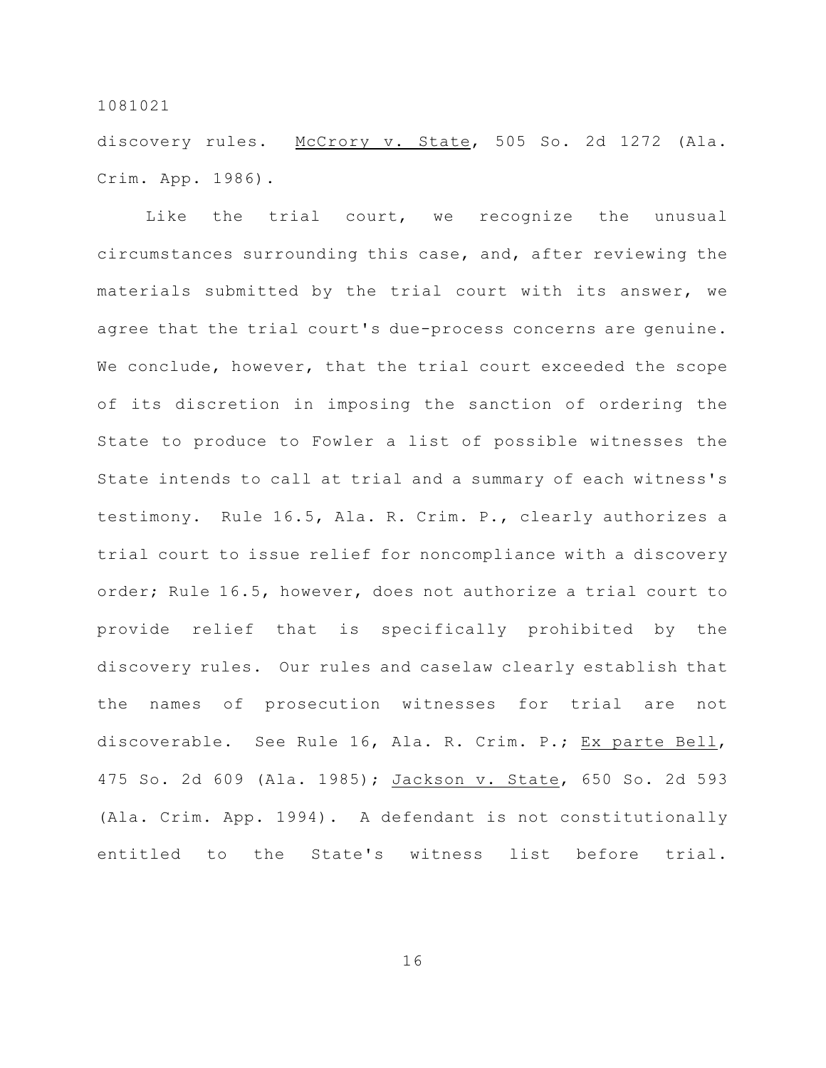discovery rules. McCrory v. State, 505 So. 2d 1272 (Ala. Crim. App. 1986).

Like the trial court, we recognize the unusual circumstances surrounding this case, and, after reviewing the materials submitted by the trial court with its answer, we agree that the trial court's due-process concerns are genuine. We conclude, however, that the trial court exceeded the scope of its discretion in imposing the sanction of ordering the State to produce to Fowler a list of possible witnesses the State intends to call at trial and a summary of each witness's testimony. Rule 16.5, Ala. R. Crim. P., clearly authorizes a trial court to issue relief for noncompliance with a discovery order; Rule 16.5, however, does not authorize a trial court to provide relief that is specifically prohibited by the discovery rules. Our rules and caselaw clearly establish that the names of prosecution witnesses for trial are not discoverable. See Rule 16, Ala. R. Crim. P.; Ex parte Bell, 475 So. 2d 609 (Ala. 1985); Jackson v. State, 650 So. 2d 593 (Ala. Crim. App. 1994). A defendant is not constitutionally entitled to the State's witness list before trial.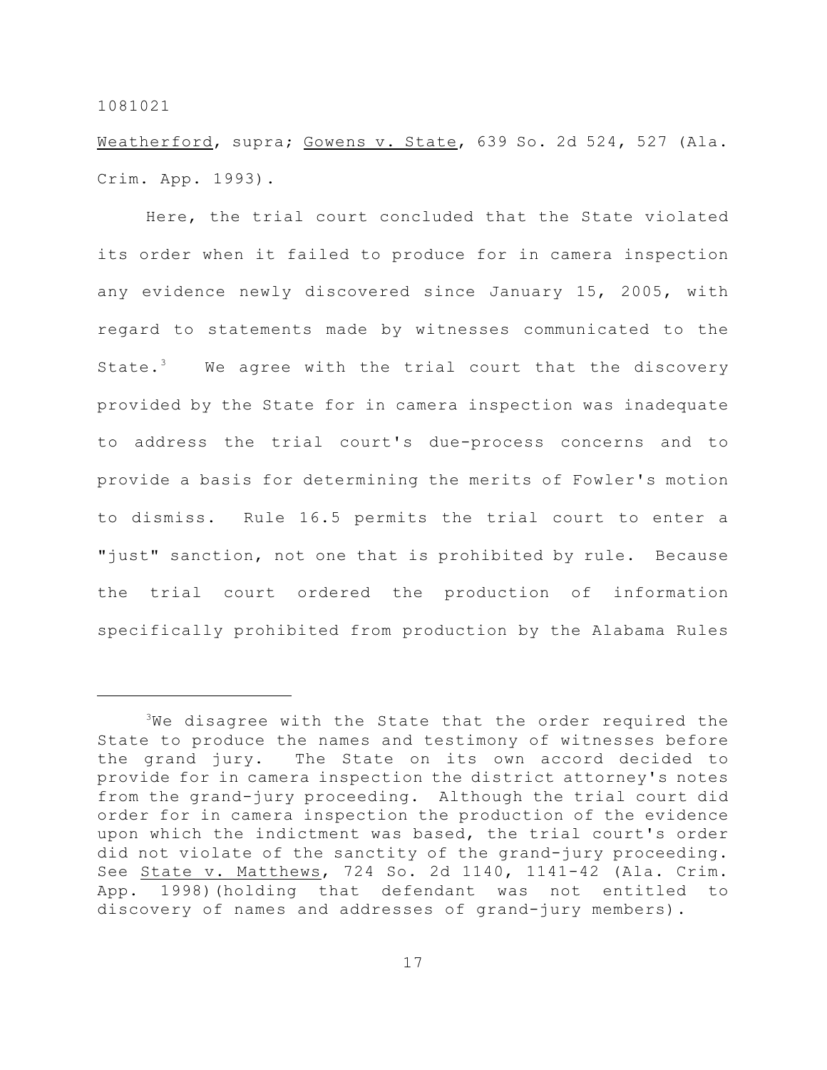Weatherford, supra; Gowens v. State, 639 So. 2d 524, 527 (Ala. Crim. App. 1993).

Here, the trial court concluded that the State violated its order when it failed to produce for in camera inspection any evidence newly discovered since January 15, 2005, with regard to statements made by witnesses communicated to the State.[3] We agree with the trial court that the discovery provided by the State for in camera inspection was inadequate to address the trial court's due-process concerns and to provide a basis for determining the merits of Fowler's motion to dismiss. Rule 16.5 permits the trial court to enter a "just" sanction, not one that is prohibited by rule. Because the trial court ordered the production of information specifically prohibited from production by the Alabama Rules

---

[3]We disagree with the State that the order required the State to produce the names and testimony of witnesses before the grand jury. The State on its own accord decided to provide for in camera inspection the district attorney's notes from the grand-jury proceeding. Although the trial court did order for in camera inspection the production of the evidence upon which the indictment was based, the trial court's order did not violate of the sanctity of the grand-jury proceeding. See State v. Matthews, 724 So. 2d 1140, 1141-42 (Ala. Crim. App. 1998)(holding that defendant was not entitled to discovery of names and addresses of grand-jury members).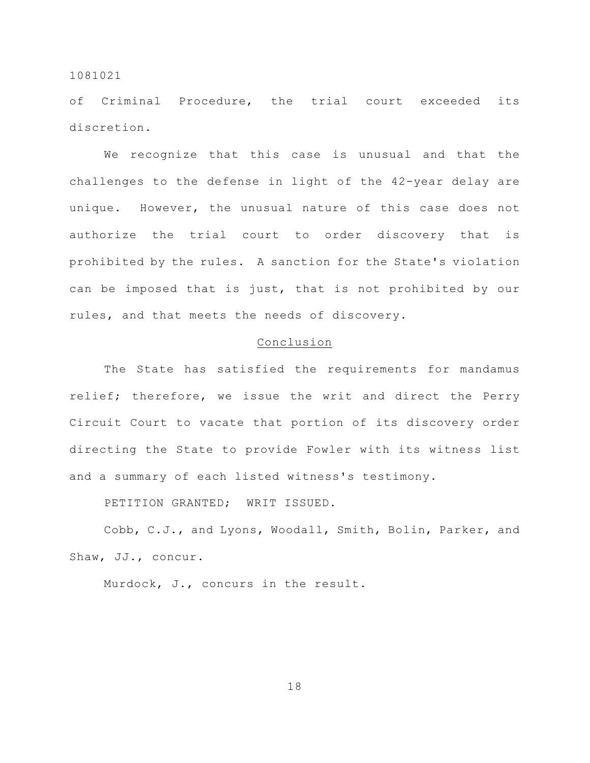of Criminal Procedure, the trial court exceeded its discretion.

We recognize that this case is unusual and that the challenges to the defense in light of the 42-year delay are unique. However, the unusual nature of this case does not authorize the trial court to order discovery that is prohibited by the rules. A sanction for the State's violation can be imposed that is just, that is not prohibited by our rules, and that meets the needs of discovery.

## Conclusion

The State has satisfied the requirements for mandamus relief; therefore, we issue the writ and direct the Perry Circuit Court to vacate that portion of its discovery order directing the State to provide Fowler with its witness list and a summary of each listed witness's testimony.

PETITION GRANTED; WRIT ISSUED.

Cobb, C.J., and Lyons, Woodall, Smith, Bolin, Parker, and Shaw, JJ., concur.

Murdock, J., concurs in the result.